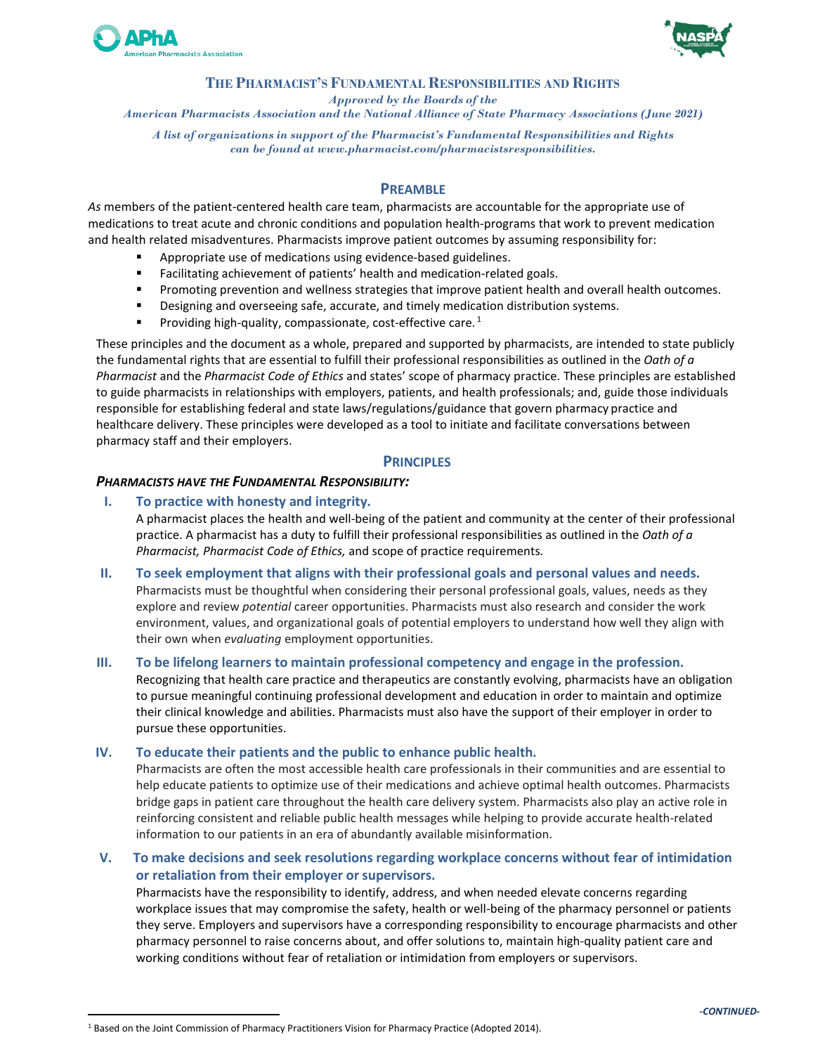# The Pharmacist's Fundamental Responsibilities and Rights

*Approved by the Boards of the*
*American Pharmacists Association and the National Alliance of State Pharmacy Associations (June 2021)*

*A list of organizations in support of the Pharmacist's Fundamental Responsibilities and Rights can be found at www.pharmacist.com/pharmacistsresponsibilities.*

## Preamble

*As* members of the patient-centered health care team, pharmacists are accountable for the appropriate use of medications to treat acute and chronic conditions and population health-programs that work to prevent medication and health related misadventures. Pharmacists improve patient outcomes by assuming responsibility for:

- Appropriate use of medications using evidence-based guidelines.
- Facilitating achievement of patients' health and medication-related goals.
- Promoting prevention and wellness strategies that improve patient health and overall health outcomes.
- Designing and overseeing safe, accurate, and timely medication distribution systems.
- Providing high-quality, compassionate, cost-effective care.[1]

These principles and the document as a whole, prepared and supported by pharmacists, are intended to state publicly the fundamental rights that are essential to fulfill their professional responsibilities as outlined in the *Oath of a Pharmacist* and the *Pharmacist Code of Ethics* and states' scope of pharmacy practice. These principles are established to guide pharmacists in relationships with employers, patients, and health professionals; and, guide those individuals responsible for establishing federal and state laws/regulations/guidance that govern pharmacy practice and healthcare delivery. These principles were developed as a tool to initiate and facilitate conversations between pharmacy staff and their employers.

## Principles

### *Pharmacists have the Fundamental Responsibility:*

**I. To practice with honesty and integrity.**

A pharmacist places the health and well-being of the patient and community at the center of their professional practice. A pharmacist has a duty to fulfill their professional responsibilities as outlined in the *Oath of a Pharmacist, Pharmacist Code of Ethics,* and scope of practice requirements*.*

**II. To seek employment that aligns with their professional goals and personal values and needs.**

Pharmacists must be thoughtful when considering their personal professional goals, values, needs as they explore and review *potential* career opportunities. Pharmacists must also research and consider the work environment, values, and organizational goals of potential employers to understand how well they align with their own when *evaluating* employment opportunities.

**III. To be lifelong learners to maintain professional competency and engage in the profession.**

Recognizing that health care practice and therapeutics are constantly evolving, pharmacists have an obligation to pursue meaningful continuing professional development and education in order to maintain and optimize their clinical knowledge and abilities. Pharmacists must also have the support of their employer in order to pursue these opportunities.

**IV. To educate their patients and the public to enhance public health.**

Pharmacists are often the most accessible health care professionals in their communities and are essential to help educate patients to optimize use of their medications and achieve optimal health outcomes. Pharmacists bridge gaps in patient care throughout the health care delivery system. Pharmacists also play an active role in reinforcing consistent and reliable public health messages while helping to provide accurate health-related information to our patients in an era of abundantly available misinformation.

**V. To make decisions and seek resolutions regarding workplace concerns without fear of intimidation or retaliation from their employer or supervisors.**

Pharmacists have the responsibility to identify, address, and when needed elevate concerns regarding workplace issues that may compromise the safety, health or well-being of the pharmacy personnel or patients they serve. Employers and supervisors have a corresponding responsibility to encourage pharmacists and other pharmacy personnel to raise concerns about, and offer solutions to, maintain high-quality patient care and working conditions without fear of retaliation or intimidation from employers or supervisors.

*-CONTINUED-*

[1] Based on the Joint Commission of Pharmacy Practitioners Vision for Pharmacy Practice (Adopted 2014).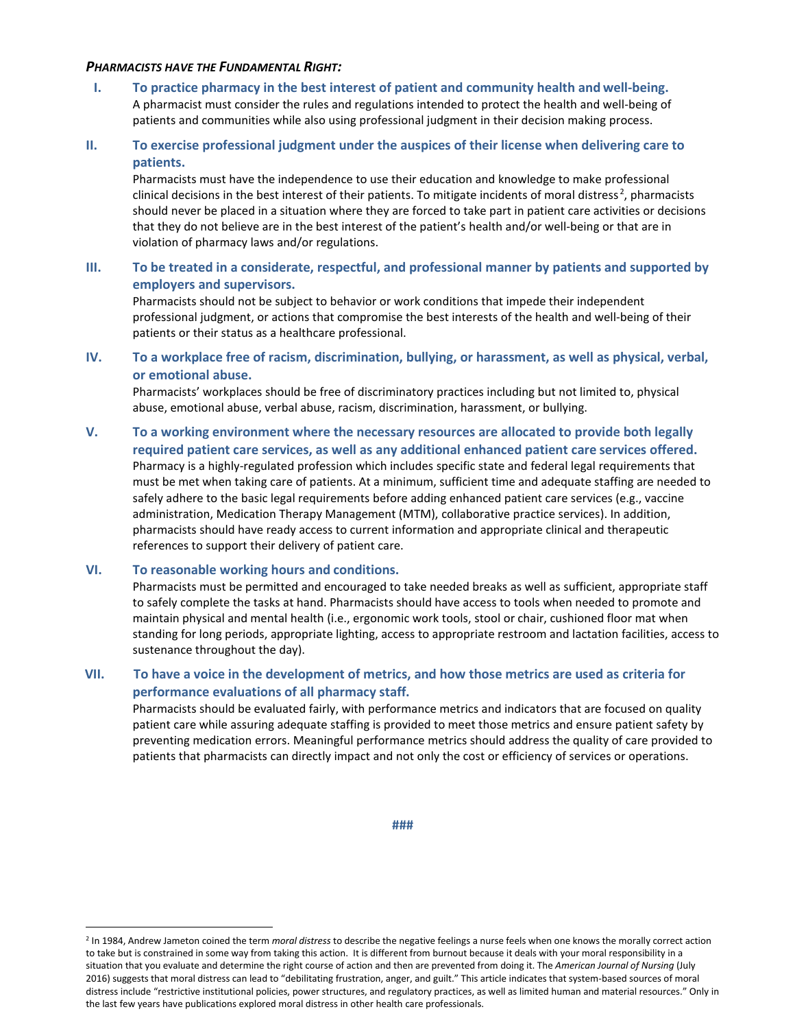***Pharmacists have the Fundamental Right:***

**I. To practice pharmacy in the best interest of patient and community health and well-being.**
A pharmacist must consider the rules and regulations intended to protect the health and well-being of patients and communities while also using professional judgment in their decision making process.

**II. To exercise professional judgment under the auspices of their license when delivering care to patients.**
Pharmacists must have the independence to use their education and knowledge to make professional clinical decisions in the best interest of their patients. To mitigate incidents of moral distress[2], pharmacists should never be placed in a situation where they are forced to take part in patient care activities or decisions that they do not believe are in the best interest of the patient's health and/or well-being or that are in violation of pharmacy laws and/or regulations.

**III. To be treated in a considerate, respectful, and professional manner by patients and supported by employers and supervisors.**
Pharmacists should not be subject to behavior or work conditions that impede their independent professional judgment, or actions that compromise the best interests of the health and well-being of their patients or their status as a healthcare professional.

**IV. To a workplace free of racism, discrimination, bullying, or harassment, as well as physical, verbal, or emotional abuse.**
Pharmacists' workplaces should be free of discriminatory practices including but not limited to, physical abuse, emotional abuse, verbal abuse, racism, discrimination, harassment, or bullying.

**V. To a working environment where the necessary resources are allocated to provide both legally required patient care services, as well as any additional enhanced patient care services offered.**
Pharmacy is a highly-regulated profession which includes specific state and federal legal requirements that must be met when taking care of patients. At a minimum, sufficient time and adequate staffing are needed to safely adhere to the basic legal requirements before adding enhanced patient care services (e.g., vaccine administration, Medication Therapy Management (MTM), collaborative practice services). In addition, pharmacists should have ready access to current information and appropriate clinical and therapeutic references to support their delivery of patient care.

**VI. To reasonable working hours and conditions.**
Pharmacists must be permitted and encouraged to take needed breaks as well as sufficient, appropriate staff to safely complete the tasks at hand. Pharmacists should have access to tools when needed to promote and maintain physical and mental health (i.e., ergonomic work tools, stool or chair, cushioned floor mat when standing for long periods, appropriate lighting, access to appropriate restroom and lactation facilities, access to sustenance throughout the day).

**VII. To have a voice in the development of metrics, and how those metrics are used as criteria for performance evaluations of all pharmacy staff.**
Pharmacists should be evaluated fairly, with performance metrics and indicators that are focused on quality patient care while assuring adequate staffing is provided to meet those metrics and ensure patient safety by preventing medication errors. Meaningful performance metrics should address the quality of care provided to patients that pharmacists can directly impact and not only the cost or efficiency of services or operations.

###

[2] In 1984, Andrew Jameton coined the term *moral distress* to describe the negative feelings a nurse feels when one knows the morally correct action to take but is constrained in some way from taking this action. It is different from burnout because it deals with your moral responsibility in a situation that you evaluate and determine the right course of action and then are prevented from doing it. The *American Journal of Nursing* (July 2016) suggests that moral distress can lead to "debilitating frustration, anger, and guilt." This article indicates that system-based sources of moral distress include "restrictive institutional policies, power structures, and regulatory practices, as well as limited human and material resources." Only in the last few years have publications explored moral distress in other health care professionals.